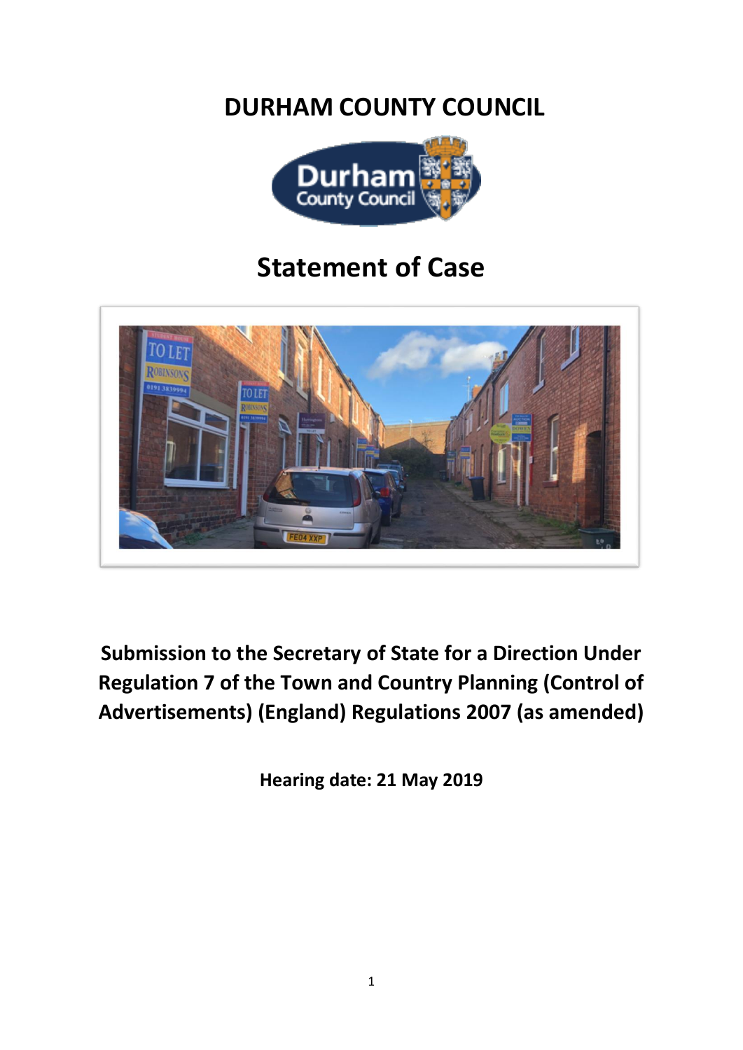# DURHAM COUNTY COUNCIL

## Statement of Case

**Submission to the Secretary of State for a Direction Under Regulation 7 of the Town and Country Planning (Control of Advertisements) (England) Regulations 2007 (as amended)**

**Hearing date: 21 May 2019**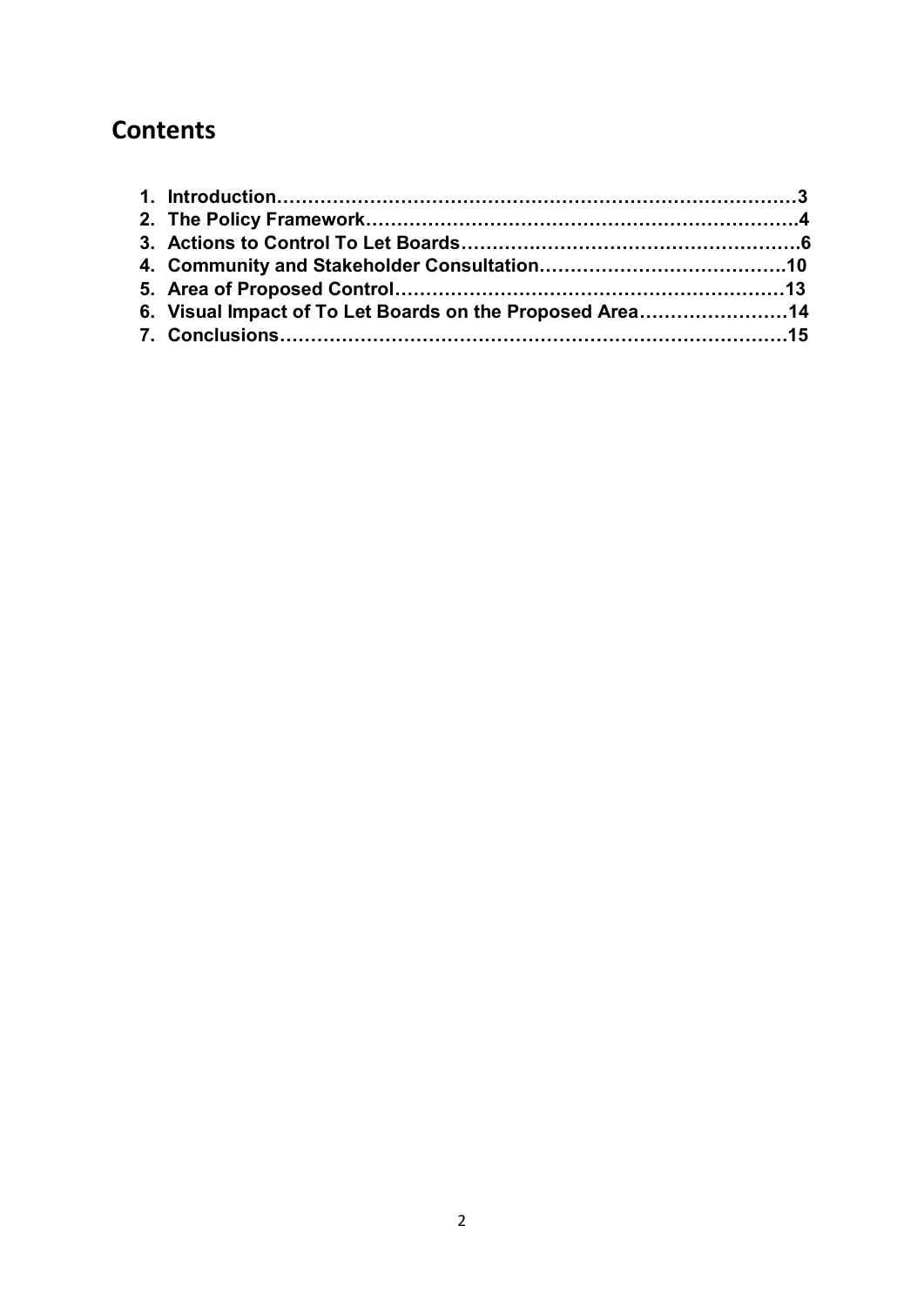# Contents

1. **Introduction……………………………………………………………………………3**
2. **The Policy Framework……………………………………………………………….4**
3. **Actions to Control To Let Boards……………………………………………….6**
4. **Community and Stakeholder Consultation…………………………………10**
5. **Area of Proposed Control………………………………………………………13**
6. **Visual Impact of To Let Boards on the Proposed Area……………………14**
7. **Conclusions…………………………………………………………………………15**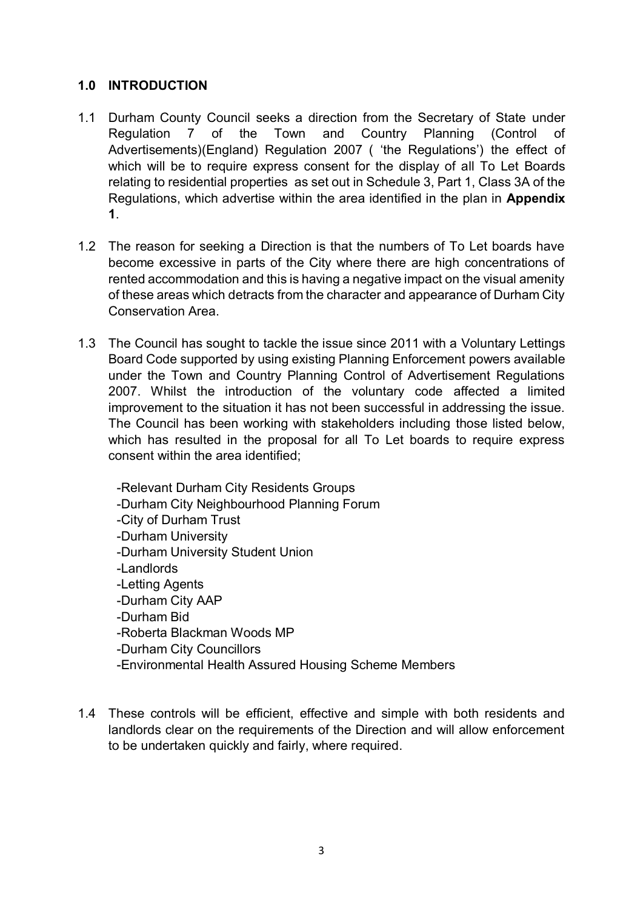## 1.0 INTRODUCTION

1.1 Durham County Council seeks a direction from the Secretary of State under Regulation 7 of the Town and Country Planning (Control of Advertisements)(England) Regulation 2007 ( 'the Regulations') the effect of which will be to require express consent for the display of all To Let Boards relating to residential properties as set out in Schedule 3, Part 1, Class 3A of the Regulations, which advertise within the area identified in the plan in **Appendix 1**.

1.2 The reason for seeking a Direction is that the numbers of To Let boards have become excessive in parts of the City where there are high concentrations of rented accommodation and this is having a negative impact on the visual amenity of these areas which detracts from the character and appearance of Durham City Conservation Area.

1.3 The Council has sought to tackle the issue since 2011 with a Voluntary Lettings Board Code supported by using existing Planning Enforcement powers available under the Town and Country Planning Control of Advertisement Regulations 2007. Whilst the introduction of the voluntary code affected a limited improvement to the situation it has not been successful in addressing the issue. The Council has been working with stakeholders including those listed below, which has resulted in the proposal for all To Let boards to require express consent within the area identified;

-Relevant Durham City Residents Groups
-Durham City Neighbourhood Planning Forum
-City of Durham Trust
-Durham University
-Durham University Student Union
-Landlords
-Letting Agents
-Durham City AAP
-Durham Bid
-Roberta Blackman Woods MP
-Durham City Councillors
-Environmental Health Assured Housing Scheme Members

1.4 These controls will be efficient, effective and simple with both residents and landlords clear on the requirements of the Direction and will allow enforcement to be undertaken quickly and fairly, where required.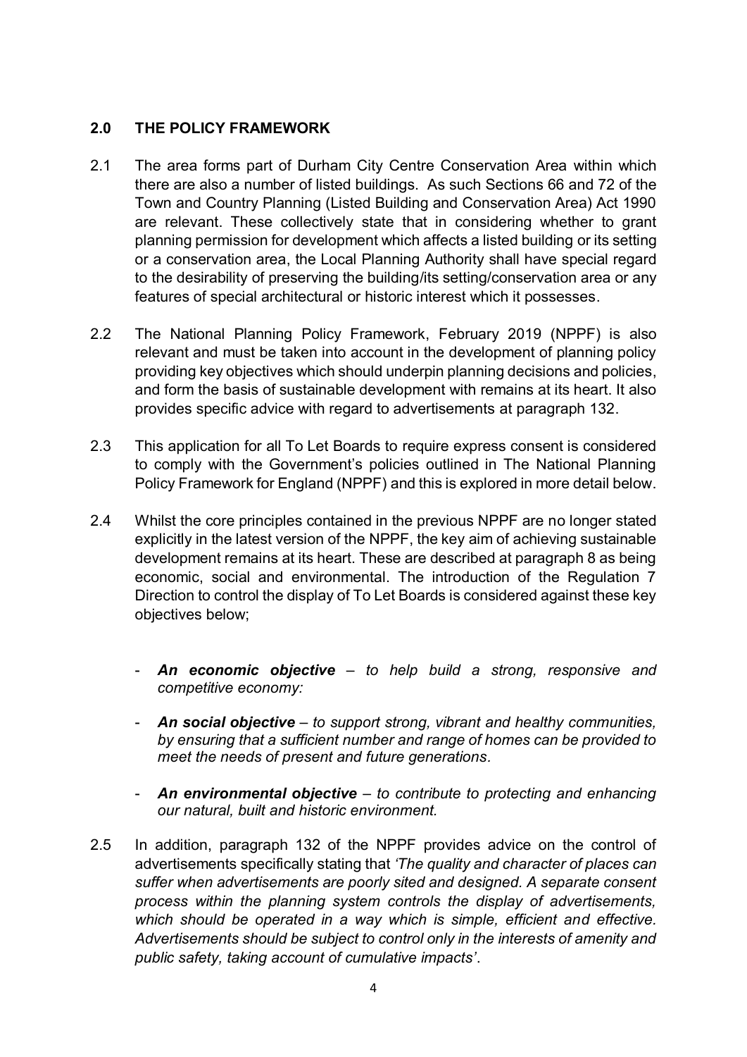## 2.0 THE POLICY FRAMEWORK

2.1 The area forms part of Durham City Centre Conservation Area within which there are also a number of listed buildings. As such Sections 66 and 72 of the Town and Country Planning (Listed Building and Conservation Area) Act 1990 are relevant. These collectively state that in considering whether to grant planning permission for development which affects a listed building or its setting or a conservation area, the Local Planning Authority shall have special regard to the desirability of preserving the building/its setting/conservation area or any features of special architectural or historic interest which it possesses.

2.2 The National Planning Policy Framework, February 2019 (NPPF) is also relevant and must be taken into account in the development of planning policy providing key objectives which should underpin planning decisions and policies, and form the basis of sustainable development with remains at its heart. It also provides specific advice with regard to advertisements at paragraph 132.

2.3 This application for all To Let Boards to require express consent is considered to comply with the Government's policies outlined in The National Planning Policy Framework for England (NPPF) and this is explored in more detail below.

2.4 Whilst the core principles contained in the previous NPPF are no longer stated explicitly in the latest version of the NPPF, the key aim of achieving sustainable development remains at its heart. These are described at paragraph 8 as being economic, social and environmental. The introduction of the Regulation 7 Direction to control the display of To Let Boards is considered against these key objectives below;

- ***An economic objective*** *– to help build a strong, responsive and competitive economy:*
- ***An social objective*** *– to support strong, vibrant and healthy communities, by ensuring that a sufficient number and range of homes can be provided to meet the needs of present and future generations.*
- ***An environmental objective*** *– to contribute to protecting and enhancing our natural, built and historic environment.*

2.5 In addition, paragraph 132 of the NPPF provides advice on the control of advertisements specifically stating that *'The quality and character of places can suffer when advertisements are poorly sited and designed. A separate consent process within the planning system controls the display of advertisements, which should be operated in a way which is simple, efficient and effective. Advertisements should be subject to control only in the interests of amenity and public safety, taking account of cumulative impacts'*.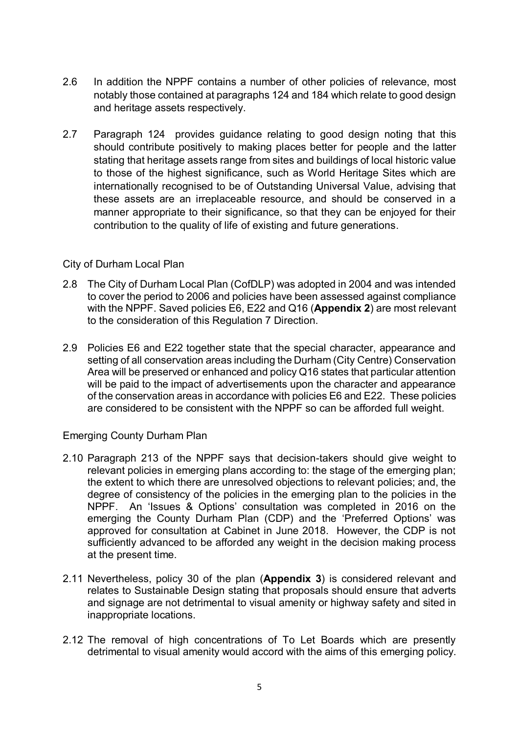2.6 In addition the NPPF contains a number of other policies of relevance, most notably those contained at paragraphs 124 and 184 which relate to good design and heritage assets respectively.

2.7 Paragraph 124 provides guidance relating to good design noting that this should contribute positively to making places better for people and the latter stating that heritage assets range from sites and buildings of local historic value to those of the highest significance, such as World Heritage Sites which are internationally recognised to be of Outstanding Universal Value, advising that these assets are an irreplaceable resource, and should be conserved in a manner appropriate to their significance, so that they can be enjoyed for their contribution to the quality of life of existing and future generations.

City of Durham Local Plan

2.8 The City of Durham Local Plan (CofDLP) was adopted in 2004 and was intended to cover the period to 2006 and policies have been assessed against compliance with the NPPF. Saved policies E6, E22 and Q16 (**Appendix 2**) are most relevant to the consideration of this Regulation 7 Direction.

2.9 Policies E6 and E22 together state that the special character, appearance and setting of all conservation areas including the Durham (City Centre) Conservation Area will be preserved or enhanced and policy Q16 states that particular attention will be paid to the impact of advertisements upon the character and appearance of the conservation areas in accordance with policies E6 and E22. These policies are considered to be consistent with the NPPF so can be afforded full weight.

Emerging County Durham Plan

2.10 Paragraph 213 of the NPPF says that decision-takers should give weight to relevant policies in emerging plans according to: the stage of the emerging plan; the extent to which there are unresolved objections to relevant policies; and, the degree of consistency of the policies in the emerging plan to the policies in the NPPF. An 'Issues & Options' consultation was completed in 2016 on the emerging the County Durham Plan (CDP) and the 'Preferred Options' was approved for consultation at Cabinet in June 2018. However, the CDP is not sufficiently advanced to be afforded any weight in the decision making process at the present time.

2.11 Nevertheless, policy 30 of the plan (**Appendix 3**) is considered relevant and relates to Sustainable Design stating that proposals should ensure that adverts and signage are not detrimental to visual amenity or highway safety and sited in inappropriate locations.

2.12 The removal of high concentrations of To Let Boards which are presently detrimental to visual amenity would accord with the aims of this emerging policy.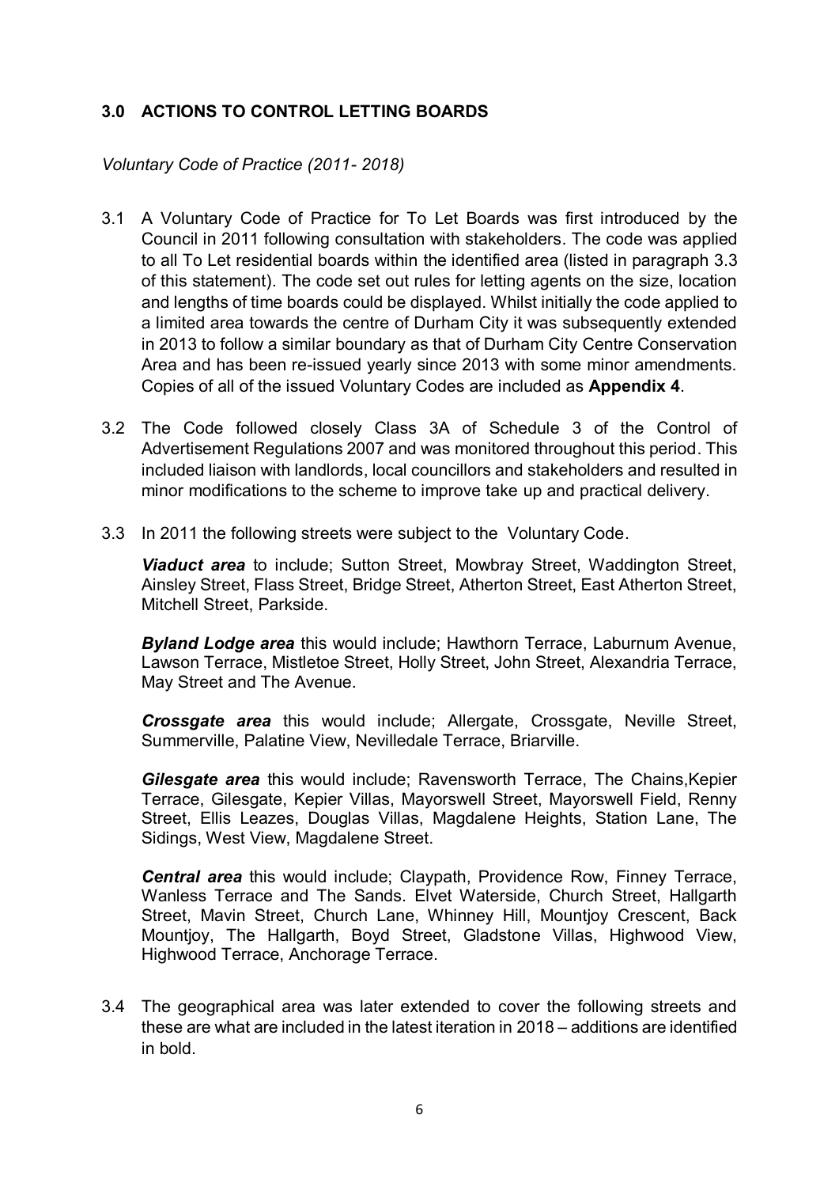## 3.0 ACTIONS TO CONTROL LETTING BOARDS

*Voluntary Code of Practice (2011- 2018)*

3.1 A Voluntary Code of Practice for To Let Boards was first introduced by the Council in 2011 following consultation with stakeholders. The code was applied to all To Let residential boards within the identified area (listed in paragraph 3.3 of this statement). The code set out rules for letting agents on the size, location and lengths of time boards could be displayed. Whilst initially the code applied to a limited area towards the centre of Durham City it was subsequently extended in 2013 to follow a similar boundary as that of Durham City Centre Conservation Area and has been re-issued yearly since 2013 with some minor amendments. Copies of all of the issued Voluntary Codes are included as **Appendix 4**.

3.2 The Code followed closely Class 3A of Schedule 3 of the Control of Advertisement Regulations 2007 and was monitored throughout this period. This included liaison with landlords, local councillors and stakeholders and resulted in minor modifications to the scheme to improve take up and practical delivery.

3.3 In 2011 the following streets were subject to the Voluntary Code.

***Viaduct area*** to include; Sutton Street, Mowbray Street, Waddington Street, Ainsley Street, Flass Street, Bridge Street, Atherton Street, East Atherton Street, Mitchell Street, Parkside.

***Byland Lodge area*** this would include; Hawthorn Terrace, Laburnum Avenue, Lawson Terrace, Mistletoe Street, Holly Street, John Street, Alexandria Terrace, May Street and The Avenue.

***Crossgate area*** this would include; Allergate, Crossgate, Neville Street, Summerville, Palatine View, Nevilledale Terrace, Briarville.

***Gilesgate area*** this would include; Ravensworth Terrace, The Chains,Kepier Terrace, Gilesgate, Kepier Villas, Mayorswell Street, Mayorswell Field, Renny Street, Ellis Leazes, Douglas Villas, Magdalene Heights, Station Lane, The Sidings, West View, Magdalene Street.

***Central area*** this would include; Claypath, Providence Row, Finney Terrace, Wanless Terrace and The Sands. Elvet Waterside, Church Street, Hallgarth Street, Mavin Street, Church Lane, Whinney Hill, Mountjoy Crescent, Back Mountjoy, The Hallgarth, Boyd Street, Gladstone Villas, Highwood View, Highwood Terrace, Anchorage Terrace.

3.4 The geographical area was later extended to cover the following streets and these are what are included in the latest iteration in 2018 – additions are identified in bold.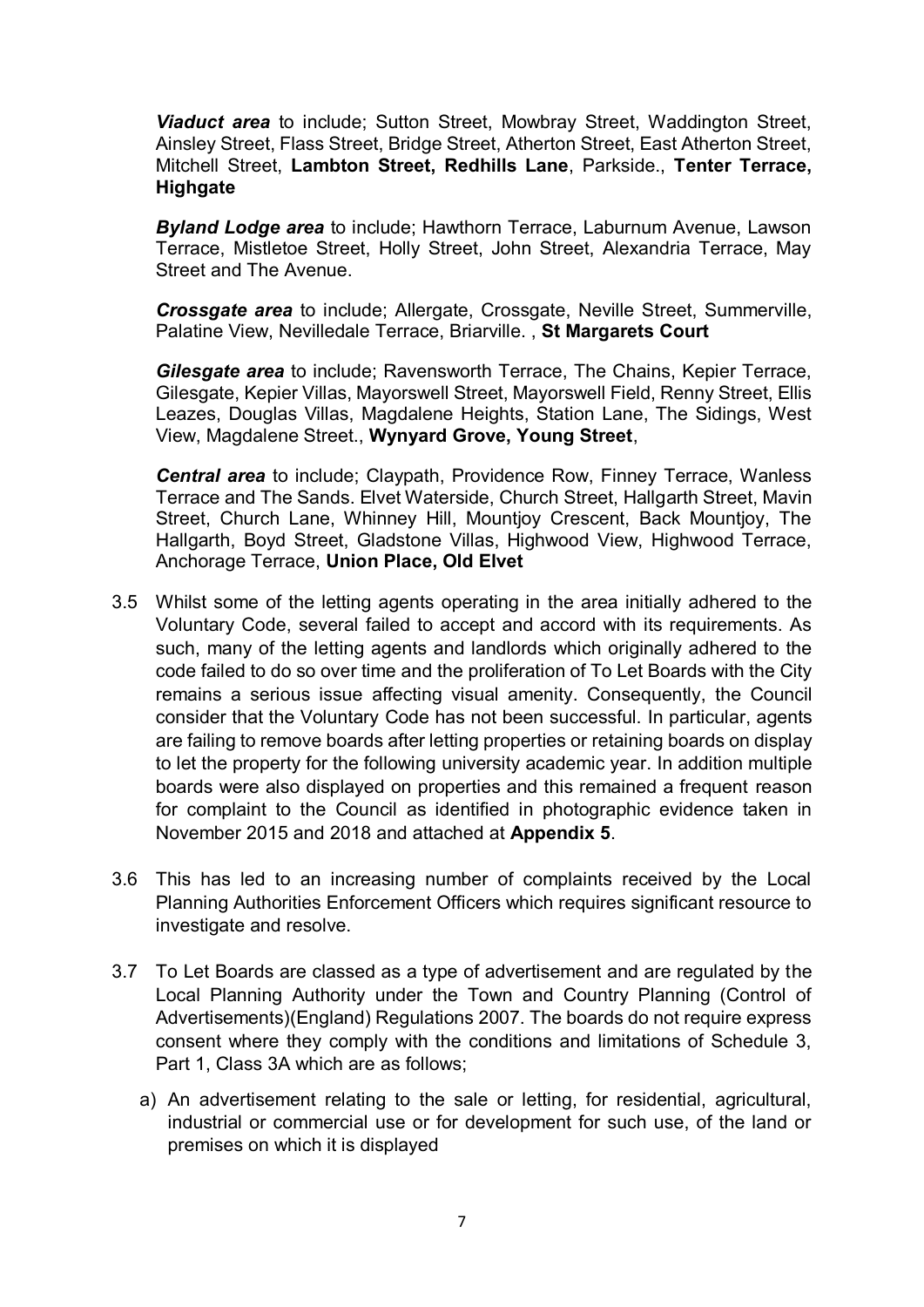***Viaduct area*** to include; Sutton Street, Mowbray Street, Waddington Street, Ainsley Street, Flass Street, Bridge Street, Atherton Street, East Atherton Street, Mitchell Street, **Lambton Street, Redhills Lane**, Parkside., **Tenter Terrace, Highgate**

***Byland Lodge area*** to include; Hawthorn Terrace, Laburnum Avenue, Lawson Terrace, Mistletoe Street, Holly Street, John Street, Alexandria Terrace, May Street and The Avenue.

***Crossgate area*** to include; Allergate, Crossgate, Neville Street, Summerville, Palatine View, Nevilledale Terrace, Briarville. , **St Margarets Court**

***Gilesgate area*** to include; Ravensworth Terrace, The Chains, Kepier Terrace, Gilesgate, Kepier Villas, Mayorswell Street, Mayorswell Field, Renny Street, Ellis Leazes, Douglas Villas, Magdalene Heights, Station Lane, The Sidings, West View, Magdalene Street., **Wynyard Grove, Young Street**,

***Central area*** to include; Claypath, Providence Row, Finney Terrace, Wanless Terrace and The Sands. Elvet Waterside, Church Street, Hallgarth Street, Mavin Street, Church Lane, Whinney Hill, Mountjoy Crescent, Back Mountjoy, The Hallgarth, Boyd Street, Gladstone Villas, Highwood View, Highwood Terrace, Anchorage Terrace, **Union Place, Old Elvet**

3.5 Whilst some of the letting agents operating in the area initially adhered to the Voluntary Code, several failed to accept and accord with its requirements. As such, many of the letting agents and landlords which originally adhered to the code failed to do so over time and the proliferation of To Let Boards with the City remains a serious issue affecting visual amenity. Consequently, the Council consider that the Voluntary Code has not been successful. In particular, agents are failing to remove boards after letting properties or retaining boards on display to let the property for the following university academic year. In addition multiple boards were also displayed on properties and this remained a frequent reason for complaint to the Council as identified in photographic evidence taken in November 2015 and 2018 and attached at **Appendix 5**.

3.6 This has led to an increasing number of complaints received by the Local Planning Authorities Enforcement Officers which requires significant resource to investigate and resolve.

3.7 To Let Boards are classed as a type of advertisement and are regulated by the Local Planning Authority under the Town and Country Planning (Control of Advertisements)(England) Regulations 2007. The boards do not require express consent where they comply with the conditions and limitations of Schedule 3, Part 1, Class 3A which are as follows;

a) An advertisement relating to the sale or letting, for residential, agricultural, industrial or commercial use or for development for such use, of the land or premises on which it is displayed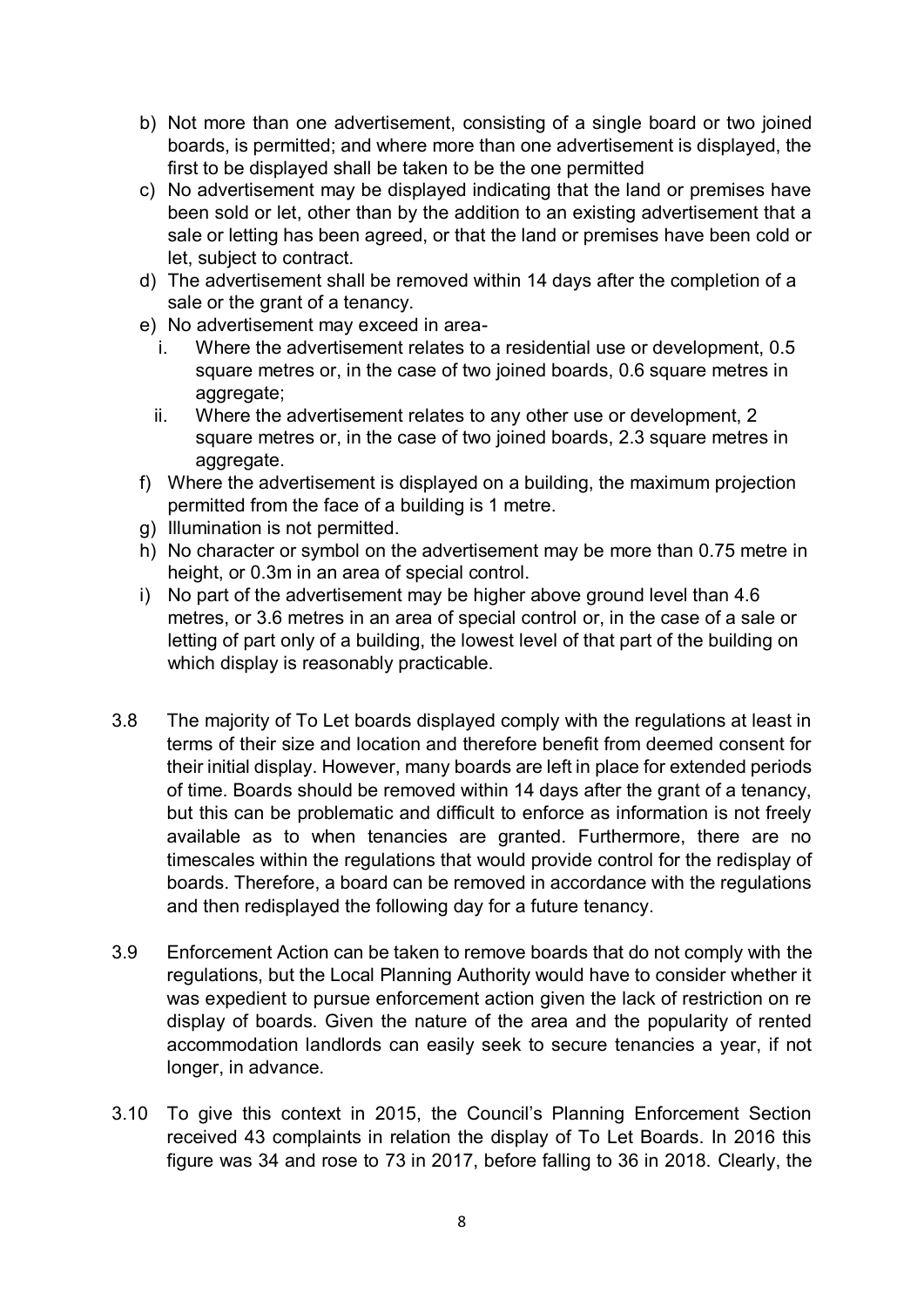b) Not more than one advertisement, consisting of a single board or two joined boards, is permitted; and where more than one advertisement is displayed, the first to be displayed shall be taken to be the one permitted
c) No advertisement may be displayed indicating that the land or premises have been sold or let, other than by the addition to an existing advertisement that a sale or letting has been agreed, or that the land or premises have been cold or let, subject to contract.
d) The advertisement shall be removed within 14 days after the completion of a sale or the grant of a tenancy.
e) No advertisement may exceed in area-
   i. Where the advertisement relates to a residential use or development, 0.5 square metres or, in the case of two joined boards, 0.6 square metres in aggregate;
   ii. Where the advertisement relates to any other use or development, 2 square metres or, in the case of two joined boards, 2.3 square metres in aggregate.
f) Where the advertisement is displayed on a building, the maximum projection permitted from the face of a building is 1 metre.
g) Illumination is not permitted.
h) No character or symbol on the advertisement may be more than 0.75 metre in height, or 0.3m in an area of special control.
i) No part of the advertisement may be higher above ground level than 4.6 metres, or 3.6 metres in an area of special control or, in the case of a sale or letting of part only of a building, the lowest level of that part of the building on which display is reasonably practicable.

3.8 The majority of To Let boards displayed comply with the regulations at least in terms of their size and location and therefore benefit from deemed consent for their initial display. However, many boards are left in place for extended periods of time. Boards should be removed within 14 days after the grant of a tenancy, but this can be problematic and difficult to enforce as information is not freely available as to when tenancies are granted. Furthermore, there are no timescales within the regulations that would provide control for the redisplay of boards. Therefore, a board can be removed in accordance with the regulations and then redisplayed the following day for a future tenancy.

3.9 Enforcement Action can be taken to remove boards that do not comply with the regulations, but the Local Planning Authority would have to consider whether it was expedient to pursue enforcement action given the lack of restriction on re display of boards. Given the nature of the area and the popularity of rented accommodation landlords can easily seek to secure tenancies a year, if not longer, in advance.

3.10 To give this context in 2015, the Council's Planning Enforcement Section received 43 complaints in relation the display of To Let Boards. In 2016 this figure was 34 and rose to 73 in 2017, before falling to 36 in 2018. Clearly, the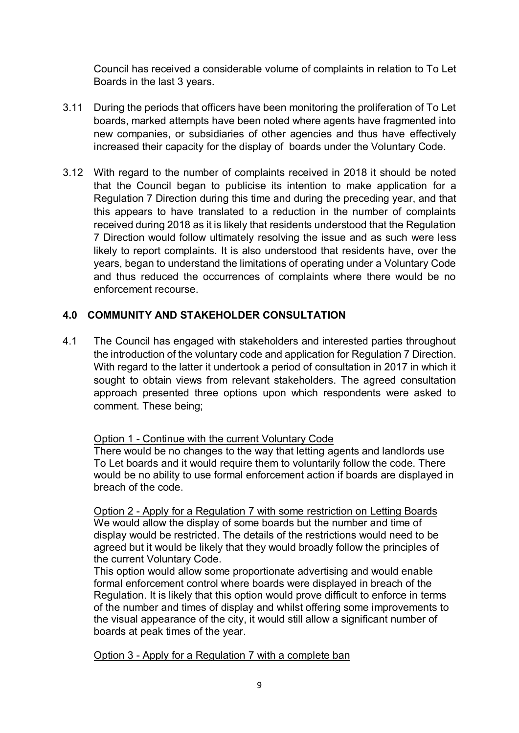Council has received a considerable volume of complaints in relation to To Let Boards in the last 3 years.

3.11 During the periods that officers have been monitoring the proliferation of To Let boards, marked attempts have been noted where agents have fragmented into new companies, or subsidiaries of other agencies and thus have effectively increased their capacity for the display of boards under the Voluntary Code.

3.12 With regard to the number of complaints received in 2018 it should be noted that the Council began to publicise its intention to make application for a Regulation 7 Direction during this time and during the preceding year, and that this appears to have translated to a reduction in the number of complaints received during 2018 as it is likely that residents understood that the Regulation 7 Direction would follow ultimately resolving the issue and as such were less likely to report complaints. It is also understood that residents have, over the years, began to understand the limitations of operating under a Voluntary Code and thus reduced the occurrences of complaints where there would be no enforcement recourse.

## 4.0 COMMUNITY AND STAKEHOLDER CONSULTATION

4.1 The Council has engaged with stakeholders and interested parties throughout the introduction of the voluntary code and application for Regulation 7 Direction. With regard to the latter it undertook a period of consultation in 2017 in which it sought to obtain views from relevant stakeholders. The agreed consultation approach presented three options upon which respondents were asked to comment. These being;

<u>Option 1 - Continue with the current Voluntary Code</u>
There would be no changes to the way that letting agents and landlords use To Let boards and it would require them to voluntarily follow the code. There would be no ability to use formal enforcement action if boards are displayed in breach of the code.

<u>Option 2 - Apply for a Regulation 7 with some restriction on Letting Boards</u>
We would allow the display of some boards but the number and time of display would be restricted. The details of the restrictions would need to be agreed but it would be likely that they would broadly follow the principles of the current Voluntary Code.
This option would allow some proportionate advertising and would enable formal enforcement control where boards were displayed in breach of the Regulation. It is likely that this option would prove difficult to enforce in terms of the number and times of display and whilst offering some improvements to the visual appearance of the city, it would still allow a significant number of boards at peak times of the year.

<u>Option 3 - Apply for a Regulation 7 with a complete ban</u>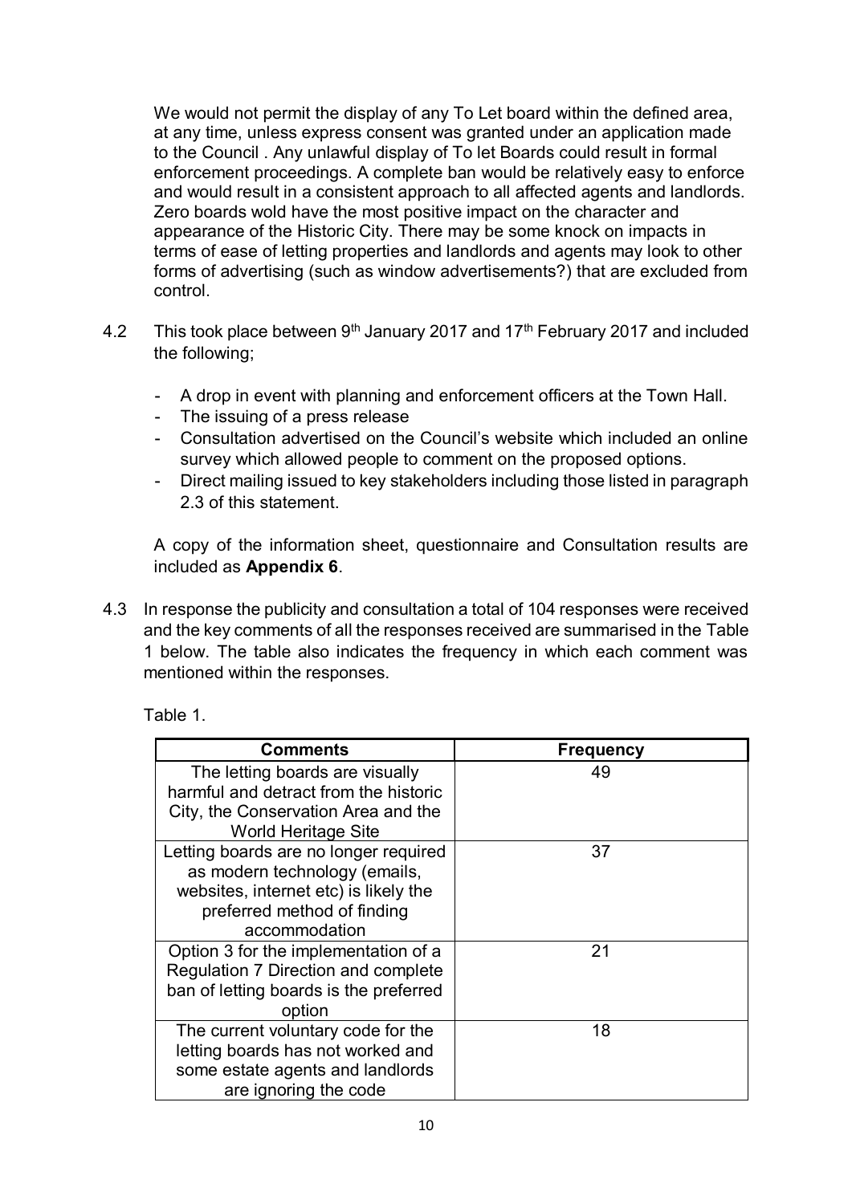We would not permit the display of any To Let board within the defined area, at any time, unless express consent was granted under an application made to the Council . Any unlawful display of To let Boards could result in formal enforcement proceedings. A complete ban would be relatively easy to enforce and would result in a consistent approach to all affected agents and landlords. Zero boards wold have the most positive impact on the character and appearance of the Historic City. There may be some knock on impacts in terms of ease of letting properties and landlords and agents may look to other forms of advertising (such as window advertisements?) that are excluded from control.

4.2 This took place between 9th January 2017 and 17th February 2017 and included the following;

- A drop in event with planning and enforcement officers at the Town Hall.
- The issuing of a press release
- Consultation advertised on the Council's website which included an online survey which allowed people to comment on the proposed options.
- Direct mailing issued to key stakeholders including those listed in paragraph 2.3 of this statement.

A copy of the information sheet, questionnaire and Consultation results are included as **Appendix 6**.

4.3 In response the publicity and consultation a total of 104 responses were received and the key comments of all the responses received are summarised in the Table 1 below. The table also indicates the frequency in which each comment was mentioned within the responses.

Table 1.

| Comments | Frequency |
|---|---|
| The letting boards are visually harmful and detract from the historic City, the Conservation Area and the World Heritage Site | 49 |
| Letting boards are no longer required as modern technology (emails, websites, internet etc) is likely the preferred method of finding accommodation | 37 |
| Option 3 for the implementation of a Regulation 7 Direction and complete ban of letting boards is the preferred option | 21 |
| The current voluntary code for the letting boards has not worked and some estate agents and landlords are ignoring the code | 18 |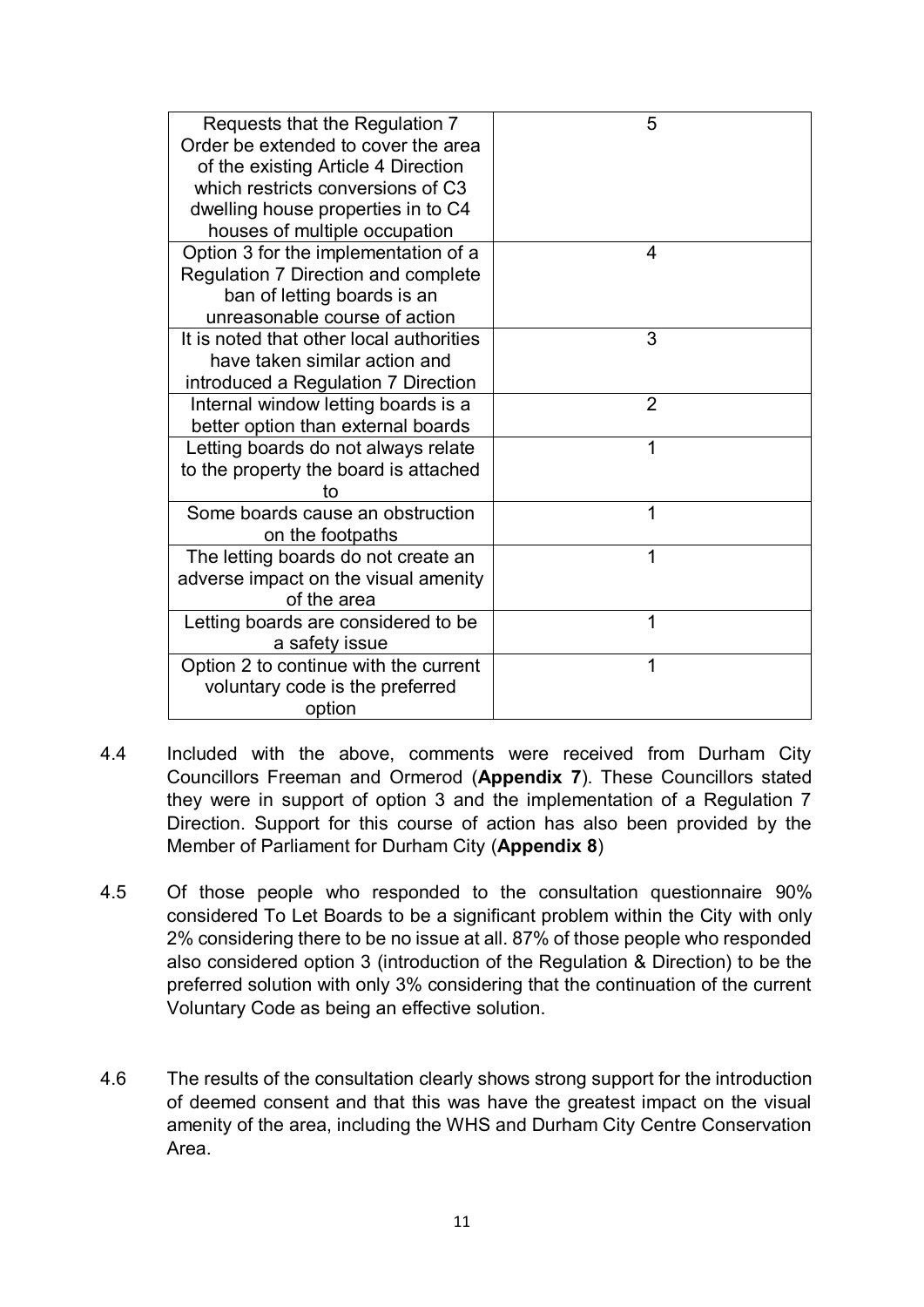| | |
|---|---|
| Requests that the Regulation 7 Order be extended to cover the area of the existing Article 4 Direction which restricts conversions of C3 dwelling house properties in to C4 houses of multiple occupation | 5 |
| Option 3 for the implementation of a Regulation 7 Direction and complete ban of letting boards is an unreasonable course of action | 4 |
| It is noted that other local authorities have taken similar action and introduced a Regulation 7 Direction | 3 |
| Internal window letting boards is a better option than external boards | 2 |
| Letting boards do not always relate to the property the board is attached to | 1 |
| Some boards cause an obstruction on the footpaths | 1 |
| The letting boards do not create an adverse impact on the visual amenity of the area | 1 |
| Letting boards are considered to be a safety issue | 1 |
| Option 2 to continue with the current voluntary code is the preferred option | 1 |

4.4 Included with the above, comments were received from Durham City Councillors Freeman and Ormerod (**Appendix 7**). These Councillors stated they were in support of option 3 and the implementation of a Regulation 7 Direction. Support for this course of action has also been provided by the Member of Parliament for Durham City (**Appendix 8**)

4.5 Of those people who responded to the consultation questionnaire 90% considered To Let Boards to be a significant problem within the City with only 2% considering there to be no issue at all. 87% of those people who responded also considered option 3 (introduction of the Regulation & Direction) to be the preferred solution with only 3% considering that the continuation of the current Voluntary Code as being an effective solution.

4.6 The results of the consultation clearly shows strong support for the introduction of deemed consent and that this was have the greatest impact on the visual amenity of the area, including the WHS and Durham City Centre Conservation Area.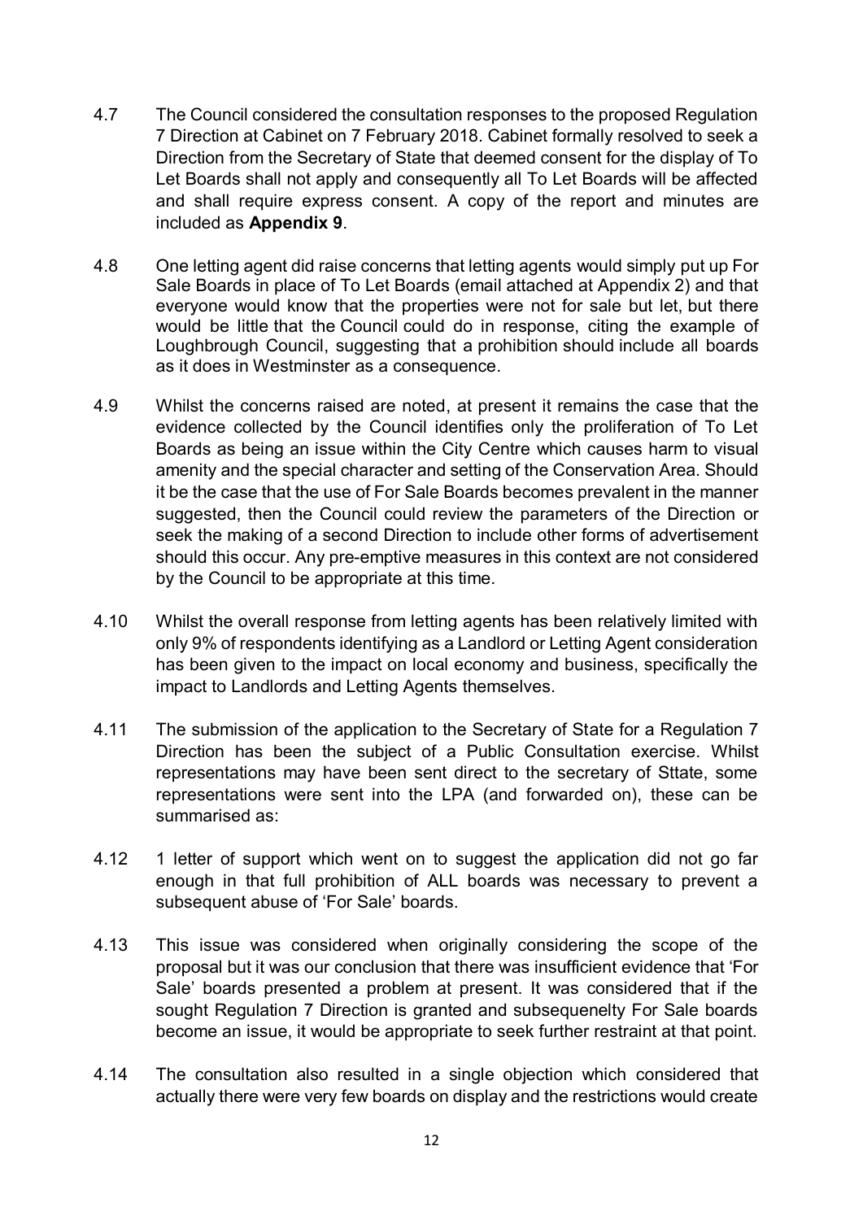4.7 The Council considered the consultation responses to the proposed Regulation 7 Direction at Cabinet on 7 February 2018. Cabinet formally resolved to seek a Direction from the Secretary of State that deemed consent for the display of To Let Boards shall not apply and consequently all To Let Boards will be affected and shall require express consent. A copy of the report and minutes are included as **Appendix 9**.

4.8 One letting agent did raise concerns that letting agents would simply put up For Sale Boards in place of To Let Boards (email attached at Appendix 2) and that everyone would know that the properties were not for sale but let, but there would be little that the Council could do in response, citing the example of Loughbrough Council, suggesting that a prohibition should include all boards as it does in Westminster as a consequence.

4.9 Whilst the concerns raised are noted, at present it remains the case that the evidence collected by the Council identifies only the proliferation of To Let Boards as being an issue within the City Centre which causes harm to visual amenity and the special character and setting of the Conservation Area. Should it be the case that the use of For Sale Boards becomes prevalent in the manner suggested, then the Council could review the parameters of the Direction or seek the making of a second Direction to include other forms of advertisement should this occur. Any pre-emptive measures in this context are not considered by the Council to be appropriate at this time.

4.10 Whilst the overall response from letting agents has been relatively limited with only 9% of respondents identifying as a Landlord or Letting Agent consideration has been given to the impact on local economy and business, specifically the impact to Landlords and Letting Agents themselves.

4.11 The submission of the application to the Secretary of State for a Regulation 7 Direction has been the subject of a Public Consultation exercise. Whilst representations may have been sent direct to the secretary of Sttate, some representations were sent into the LPA (and forwarded on), these can be summarised as:

4.12 1 letter of support which went on to suggest the application did not go far enough in that full prohibition of ALL boards was necessary to prevent a subsequent abuse of 'For Sale' boards.

4.13 This issue was considered when originally considering the scope of the proposal but it was our conclusion that there was insufficient evidence that 'For Sale' boards presented a problem at present. It was considered that if the sought Regulation 7 Direction is granted and subsequenelty For Sale boards become an issue, it would be appropriate to seek further restraint at that point.

4.14 The consultation also resulted in a single objection which considered that actually there were very few boards on display and the restrictions would create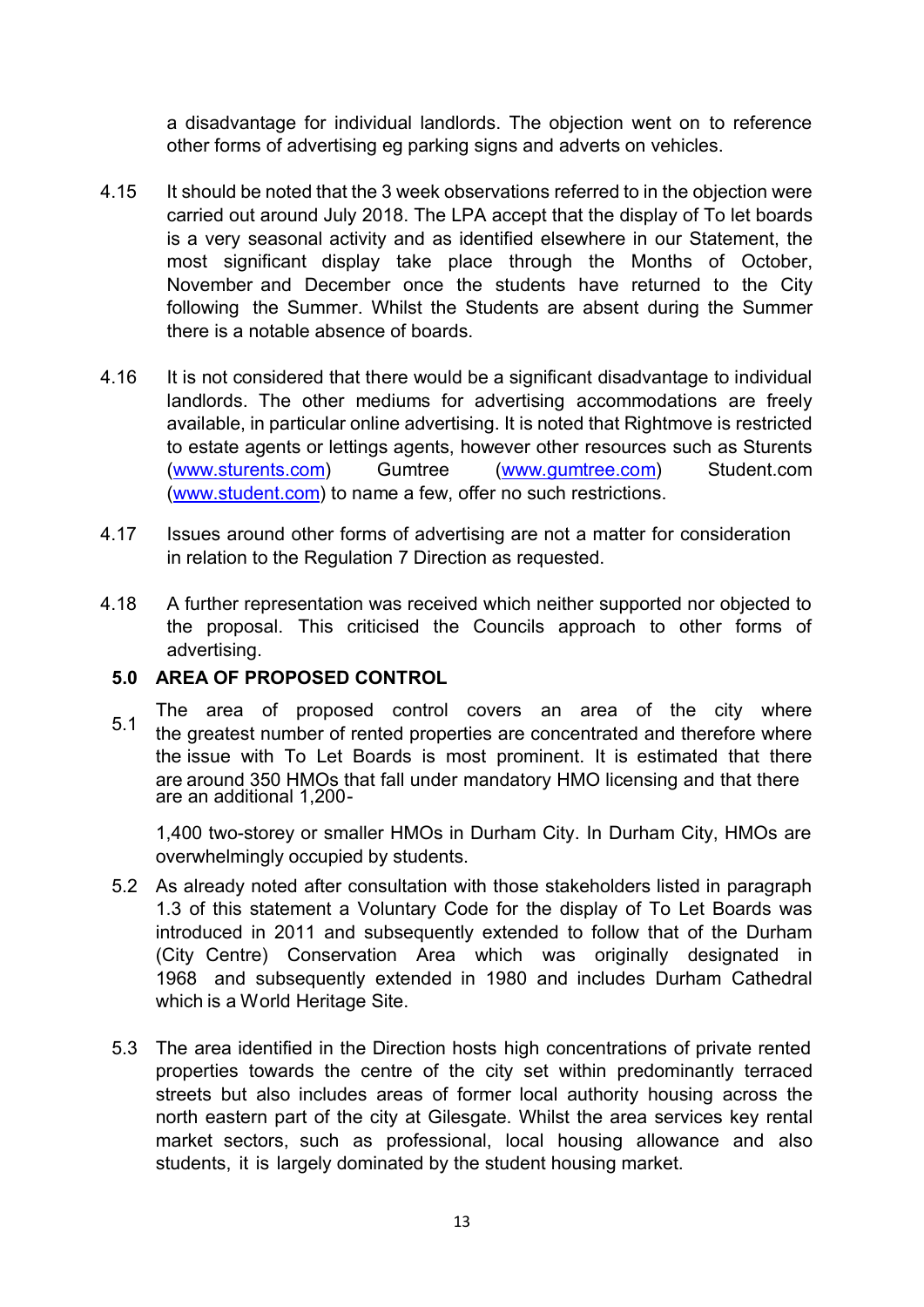a disadvantage for individual landlords. The objection went on to reference other forms of advertising eg parking signs and adverts on vehicles.

4.15 It should be noted that the 3 week observations referred to in the objection were carried out around July 2018. The LPA accept that the display of To let boards is a very seasonal activity and as identified elsewhere in our Statement, the most significant display take place through the Months of October, November and December once the students have returned to the City following the Summer. Whilst the Students are absent during the Summer there is a notable absence of boards.

4.16 It is not considered that there would be a significant disadvantage to individual landlords. The other mediums for advertising accommodations are freely available, in particular online advertising. It is noted that Rightmove is restricted to estate agents or lettings agents, however other resources such as Sturents (www.sturents.com) Gumtree (www.gumtree.com) Student.com (www.student.com) to name a few, offer no such restrictions.

4.17 Issues around other forms of advertising are not a matter for consideration in relation to the Regulation 7 Direction as requested.

4.18 A further representation was received which neither supported nor objected to the proposal. This criticised the Councils approach to other forms of advertising.

## 5.0 AREA OF PROPOSED CONTROL

5.1 The area of proposed control covers an area of the city where the greatest number of rented properties are concentrated and therefore where the issue with To Let Boards is most prominent. It is estimated that there are around 350 HMOs that fall under mandatory HMO licensing and that there are an additional 1,200-1,400 two-storey or smaller HMOs in Durham City. In Durham City, HMOs are overwhelmingly occupied by students.

5.2 As already noted after consultation with those stakeholders listed in paragraph 1.3 of this statement a Voluntary Code for the display of To Let Boards was introduced in 2011 and subsequently extended to follow that of the Durham (City Centre) Conservation Area which was originally designated in 1968 and subsequently extended in 1980 and includes Durham Cathedral which is a World Heritage Site.

5.3 The area identified in the Direction hosts high concentrations of private rented properties towards the centre of the city set within predominantly terraced streets but also includes areas of former local authority housing across the north eastern part of the city at Gilesgate. Whilst the area services key rental market sectors, such as professional, local housing allowance and also students, it is largely dominated by the student housing market.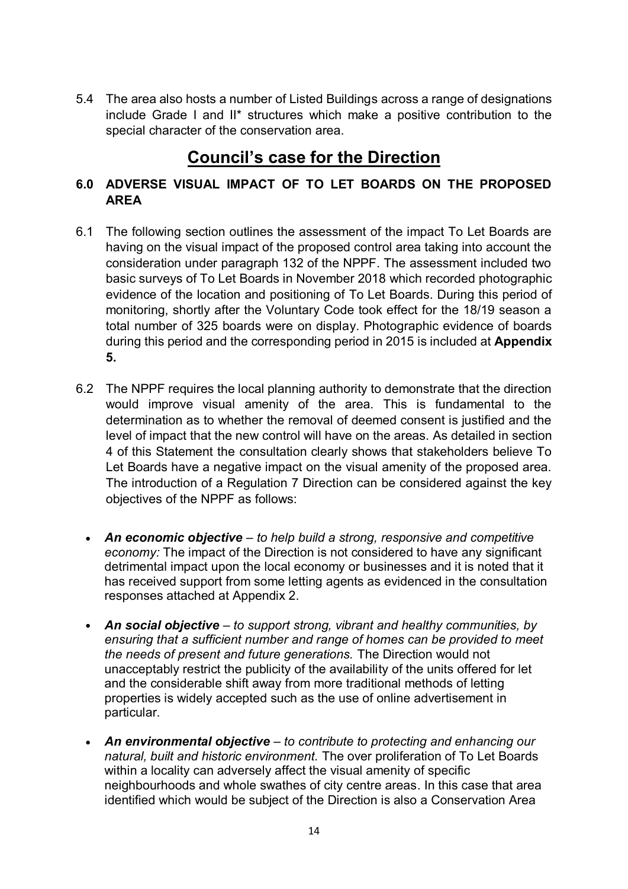5.4 The area also hosts a number of Listed Buildings across a range of designations include Grade I and II* structures which make a positive contribution to the special character of the conservation area.

# Council's case for the Direction

## 6.0 ADVERSE VISUAL IMPACT OF TO LET BOARDS ON THE PROPOSED AREA

6.1 The following section outlines the assessment of the impact To Let Boards are having on the visual impact of the proposed control area taking into account the consideration under paragraph 132 of the NPPF. The assessment included two basic surveys of To Let Boards in November 2018 which recorded photographic evidence of the location and positioning of To Let Boards. During this period of monitoring, shortly after the Voluntary Code took effect for the 18/19 season a total number of 325 boards were on display. Photographic evidence of boards during this period and the corresponding period in 2015 is included at **Appendix 5.**

6.2 The NPPF requires the local planning authority to demonstrate that the direction would improve visual amenity of the area. This is fundamental to the determination as to whether the removal of deemed consent is justified and the level of impact that the new control will have on the areas. As detailed in section 4 of this Statement the consultation clearly shows that stakeholders believe To Let Boards have a negative impact on the visual amenity of the proposed area. The introduction of a Regulation 7 Direction can be considered against the key objectives of the NPPF as follows:

- ***An economic objective*** *– to help build a strong, responsive and competitive economy:* The impact of the Direction is not considered to have any significant detrimental impact upon the local economy or businesses and it is noted that it has received support from some letting agents as evidenced in the consultation responses attached at Appendix 2.
- ***An social objective*** *– to support strong, vibrant and healthy communities, by ensuring that a sufficient number and range of homes can be provided to meet the needs of present and future generations.* The Direction would not unacceptably restrict the publicity of the availability of the units offered for let and the considerable shift away from more traditional methods of letting properties is widely accepted such as the use of online advertisement in particular.
- ***An environmental objective*** *– to contribute to protecting and enhancing our natural, built and historic environment.* The over proliferation of To Let Boards within a locality can adversely affect the visual amenity of specific neighbourhoods and whole swathes of city centre areas. In this case that area identified which would be subject of the Direction is also a Conservation Area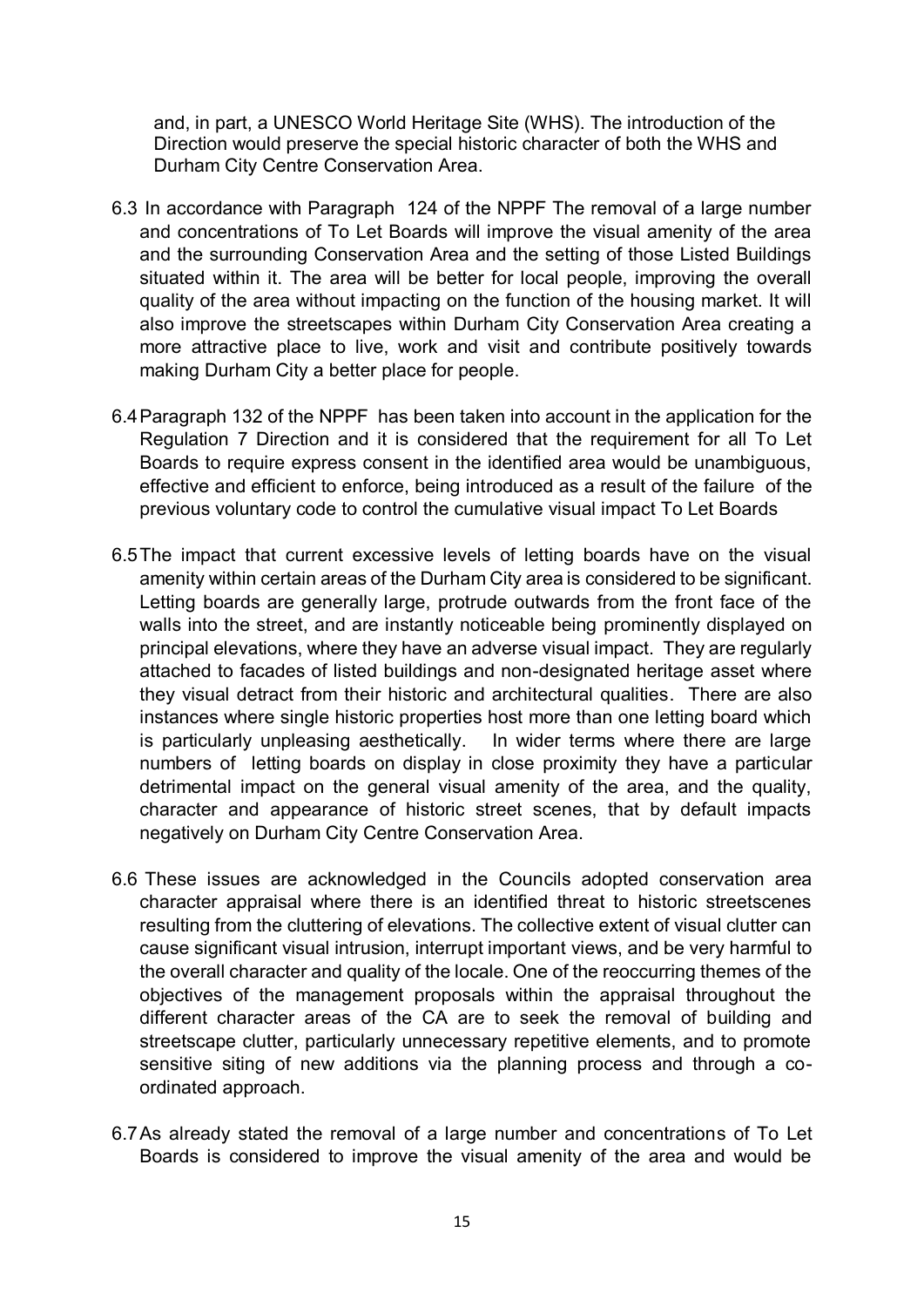and, in part, a UNESCO World Heritage Site (WHS). The introduction of the Direction would preserve the special historic character of both the WHS and Durham City Centre Conservation Area.

6.3 In accordance with Paragraph 124 of the NPPF The removal of a large number and concentrations of To Let Boards will improve the visual amenity of the area and the surrounding Conservation Area and the setting of those Listed Buildings situated within it. The area will be better for local people, improving the overall quality of the area without impacting on the function of the housing market. It will also improve the streetscapes within Durham City Conservation Area creating a more attractive place to live, work and visit and contribute positively towards making Durham City a better place for people.

6.4 Paragraph 132 of the NPPF has been taken into account in the application for the Regulation 7 Direction and it is considered that the requirement for all To Let Boards to require express consent in the identified area would be unambiguous, effective and efficient to enforce, being introduced as a result of the failure of the previous voluntary code to control the cumulative visual impact To Let Boards

6.5 The impact that current excessive levels of letting boards have on the visual amenity within certain areas of the Durham City area is considered to be significant. Letting boards are generally large, protrude outwards from the front face of the walls into the street, and are instantly noticeable being prominently displayed on principal elevations, where they have an adverse visual impact. They are regularly attached to facades of listed buildings and non-designated heritage asset where they visual detract from their historic and architectural qualities. There are also instances where single historic properties host more than one letting board which is particularly unpleasing aesthetically. In wider terms where there are large numbers of letting boards on display in close proximity they have a particular detrimental impact on the general visual amenity of the area, and the quality, character and appearance of historic street scenes, that by default impacts negatively on Durham City Centre Conservation Area.

6.6 These issues are acknowledged in the Councils adopted conservation area character appraisal where there is an identified threat to historic streetscenes resulting from the cluttering of elevations. The collective extent of visual clutter can cause significant visual intrusion, interrupt important views, and be very harmful to the overall character and quality of the locale. One of the reoccurring themes of the objectives of the management proposals within the appraisal throughout the different character areas of the CA are to seek the removal of building and streetscape clutter, particularly unnecessary repetitive elements, and to promote sensitive siting of new additions via the planning process and through a co-ordinated approach.

6.7 As already stated the removal of a large number and concentrations of To Let Boards is considered to improve the visual amenity of the area and would be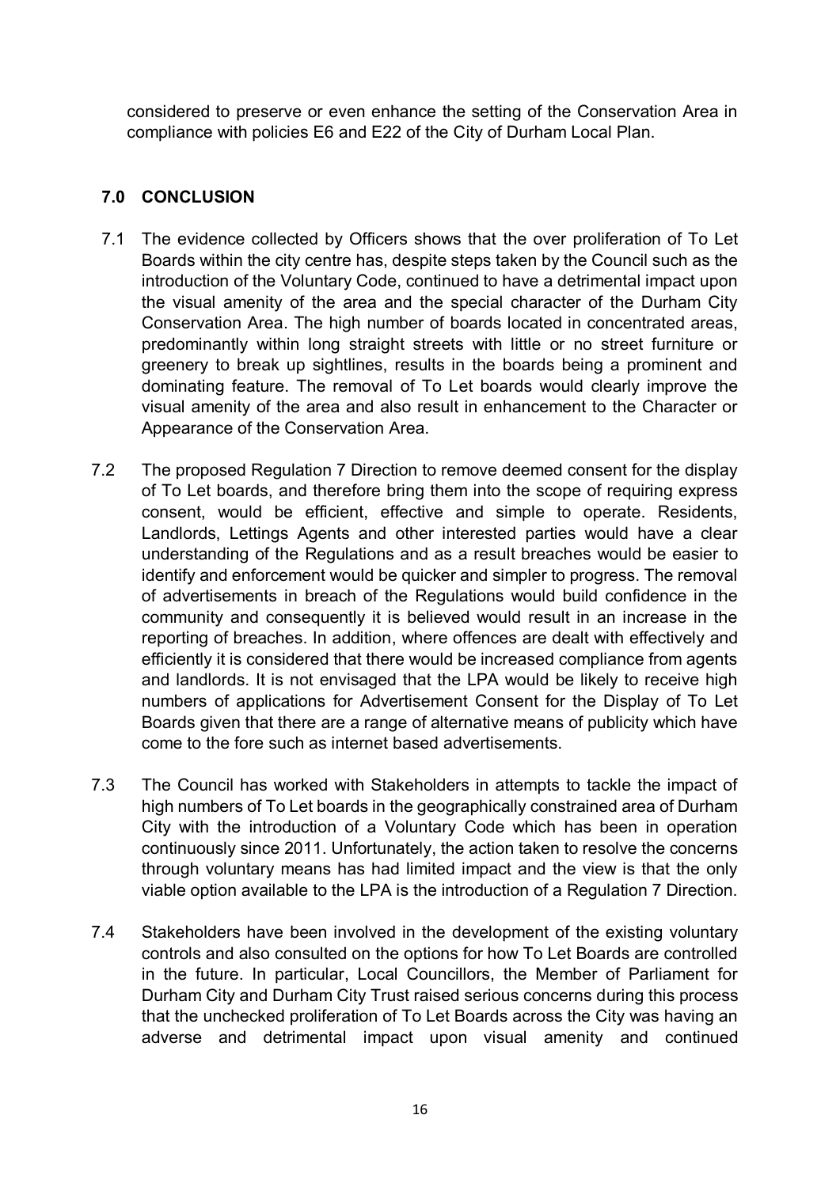considered to preserve or even enhance the setting of the Conservation Area in compliance with policies E6 and E22 of the City of Durham Local Plan.

## 7.0 CONCLUSION

7.1 The evidence collected by Officers shows that the over proliferation of To Let Boards within the city centre has, despite steps taken by the Council such as the introduction of the Voluntary Code, continued to have a detrimental impact upon the visual amenity of the area and the special character of the Durham City Conservation Area. The high number of boards located in concentrated areas, predominantly within long straight streets with little or no street furniture or greenery to break up sightlines, results in the boards being a prominent and dominating feature. The removal of To Let boards would clearly improve the visual amenity of the area and also result in enhancement to the Character or Appearance of the Conservation Area.

7.2 The proposed Regulation 7 Direction to remove deemed consent for the display of To Let boards, and therefore bring them into the scope of requiring express consent, would be efficient, effective and simple to operate. Residents, Landlords, Lettings Agents and other interested parties would have a clear understanding of the Regulations and as a result breaches would be easier to identify and enforcement would be quicker and simpler to progress. The removal of advertisements in breach of the Regulations would build confidence in the community and consequently it is believed would result in an increase in the reporting of breaches. In addition, where offences are dealt with effectively and efficiently it is considered that there would be increased compliance from agents and landlords. It is not envisaged that the LPA would be likely to receive high numbers of applications for Advertisement Consent for the Display of To Let Boards given that there are a range of alternative means of publicity which have come to the fore such as internet based advertisements.

7.3 The Council has worked with Stakeholders in attempts to tackle the impact of high numbers of To Let boards in the geographically constrained area of Durham City with the introduction of a Voluntary Code which has been in operation continuously since 2011. Unfortunately, the action taken to resolve the concerns through voluntary means has had limited impact and the view is that the only viable option available to the LPA is the introduction of a Regulation 7 Direction.

7.4 Stakeholders have been involved in the development of the existing voluntary controls and also consulted on the options for how To Let Boards are controlled in the future. In particular, Local Councillors, the Member of Parliament for Durham City and Durham City Trust raised serious concerns during this process that the unchecked proliferation of To Let Boards across the City was having an adverse and detrimental impact upon visual amenity and continued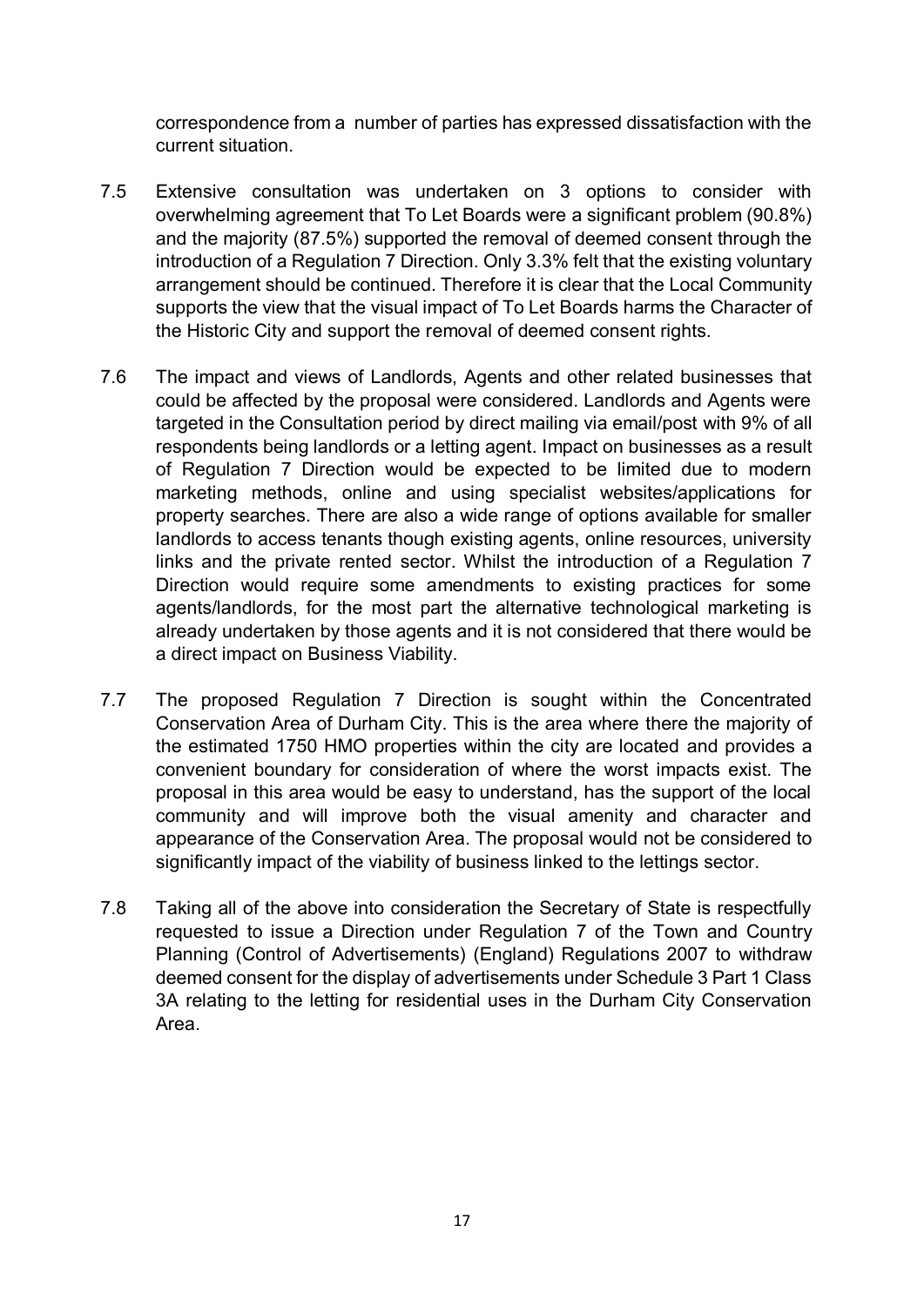correspondence from a number of parties has expressed dissatisfaction with the current situation.

7.5 Extensive consultation was undertaken on 3 options to consider with overwhelming agreement that To Let Boards were a significant problem (90.8%) and the majority (87.5%) supported the removal of deemed consent through the introduction of a Regulation 7 Direction. Only 3.3% felt that the existing voluntary arrangement should be continued. Therefore it is clear that the Local Community supports the view that the visual impact of To Let Boards harms the Character of the Historic City and support the removal of deemed consent rights.

7.6 The impact and views of Landlords, Agents and other related businesses that could be affected by the proposal were considered. Landlords and Agents were targeted in the Consultation period by direct mailing via email/post with 9% of all respondents being landlords or a letting agent. Impact on businesses as a result of Regulation 7 Direction would be expected to be limited due to modern marketing methods, online and using specialist websites/applications for property searches. There are also a wide range of options available for smaller landlords to access tenants though existing agents, online resources, university links and the private rented sector. Whilst the introduction of a Regulation 7 Direction would require some amendments to existing practices for some agents/landlords, for the most part the alternative technological marketing is already undertaken by those agents and it is not considered that there would be a direct impact on Business Viability.

7.7 The proposed Regulation 7 Direction is sought within the Concentrated Conservation Area of Durham City. This is the area where there the majority of the estimated 1750 HMO properties within the city are located and provides a convenient boundary for consideration of where the worst impacts exist. The proposal in this area would be easy to understand, has the support of the local community and will improve both the visual amenity and character and appearance of the Conservation Area. The proposal would not be considered to significantly impact of the viability of business linked to the lettings sector.

7.8 Taking all of the above into consideration the Secretary of State is respectfully requested to issue a Direction under Regulation 7 of the Town and Country Planning (Control of Advertisements) (England) Regulations 2007 to withdraw deemed consent for the display of advertisements under Schedule 3 Part 1 Class 3A relating to the letting for residential uses in the Durham City Conservation Area.